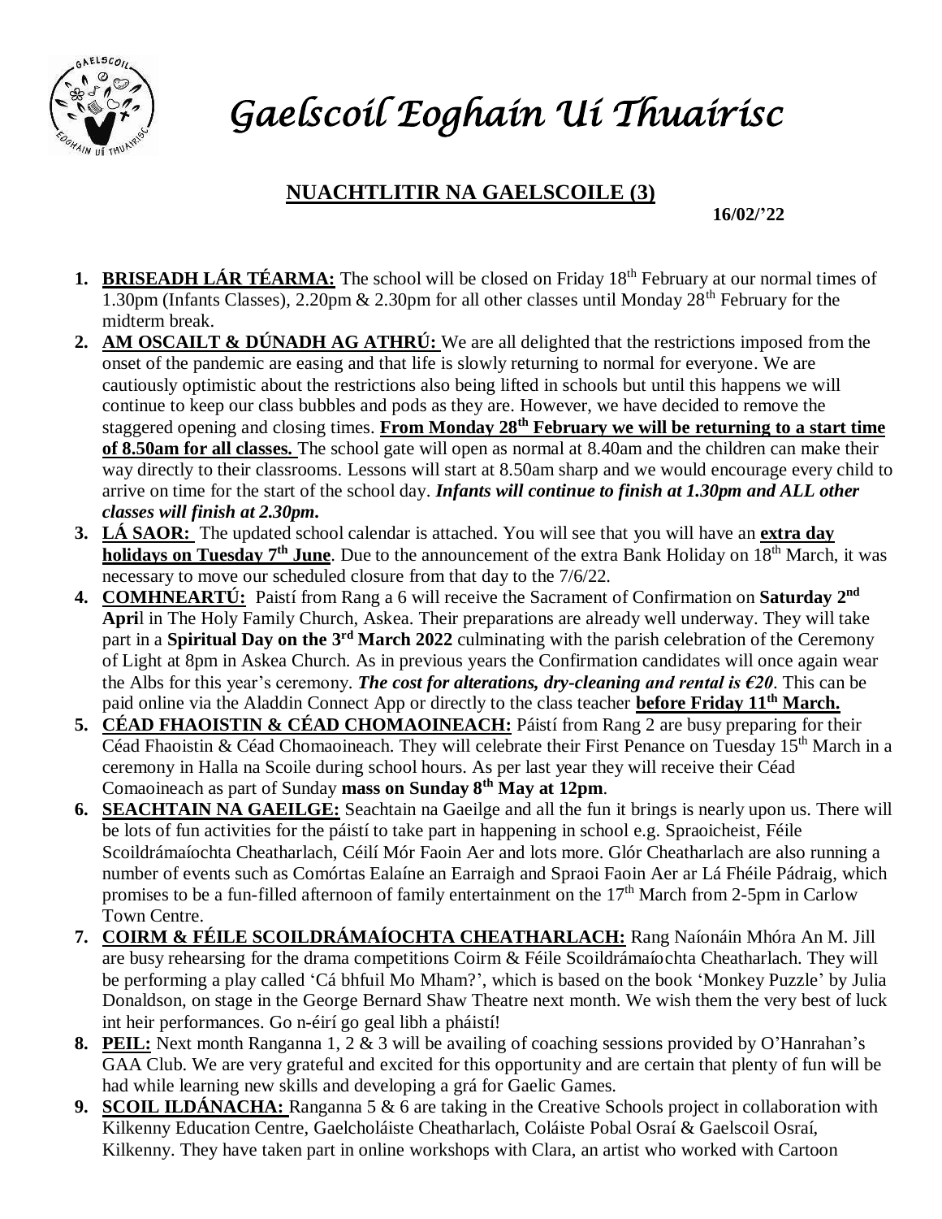# *Gaelscoil Eoghain Uí Thuairisc*

## NUACHTLITIR NA GAELSCOILE (3)

**16/02/'22**

1. **BRISEADH LÁR TÉARMA:** The school will be closed on Friday 18th February at our normal times of 1.30pm (Infants Classes), 2.20pm & 2.30pm for all other classes until Monday 28th February for the midterm break.
2. **AM OSCAILT & DÚNADH AG ATHRÚ:** We are all delighted that the restrictions imposed from the onset of the pandemic are easing and that life is slowly returning to normal for everyone. We are cautiously optimistic about the restrictions also being lifted in schools but until this happens we will continue to keep our class bubbles and pods as they are. However, we have decided to remove the staggered opening and closing times. **From Monday 28th February we will be returning to a start time of 8.50am for all classes.** The school gate will open as normal at 8.40am and the children can make their way directly to their classrooms. Lessons will start at 8.50am sharp and we would encourage every child to arrive on time for the start of the school day. ***Infants will continue to finish at 1.30pm and ALL other classes will finish at 2.30pm.***
3. **LÁ SAOR:** The updated school calendar is attached. You will see that you will have an **extra day holidays on Tuesday 7th June**. Due to the announcement of the extra Bank Holiday on 18th March, it was necessary to move our scheduled closure from that day to the 7/6/22.
4. **COMHNEARTÚ:** Paistí from Rang a 6 will receive the Sacrament of Confirmation on **Saturday 2nd April** in The Holy Family Church, Askea. Their preparations are already well underway. They will take part in a **Spiritual Day on the 3rd March 2022** culminating with the parish celebration of the Ceremony of Light at 8pm in Askea Church. As in previous years the Confirmation candidates will once again wear the Albs for this year's ceremony. ***The cost for alterations, dry-cleaning and rental is €20***. This can be paid online via the Aladdin Connect App or directly to the class teacher **before Friday 11th March.**
5. **CÉAD FHAOISTIN & CÉAD CHOMAOINEACH:** Páistí from Rang 2 are busy preparing for their Céad Fhaoistin & Céad Chomaoineach. They will celebrate their First Penance on Tuesday 15th March in a ceremony in Halla na Scoile during school hours. As per last year they will receive their Céad Comaoineach as part of Sunday **mass on Sunday 8th May at 12pm**.
6. **SEACHTAIN NA GAEILGE:** Seachtain na Gaeilge and all the fun it brings is nearly upon us. There will be lots of fun activities for the páistí to take part in happening in school e.g. Spraoicheist, Féile Scoildrámaíochta Cheatharlach, Céilí Mór Faoin Aer and lots more. Glór Cheatharlach are also running a number of events such as Comórtas Ealaíne an Earraigh and Spraoi Faoin Aer ar Lá Fhéile Pádraig, which promises to be a fun-filled afternoon of family entertainment on the 17th March from 2-5pm in Carlow Town Centre.
7. **COIRM & FÉILE SCOILDRÁMAÍOCHTA CHEATHARLACH:** Rang Naíonáin Mhóra An M. Jill are busy rehearsing for the drama competitions Coirm & Féile Scoildrámaíochta Cheatharlach. They will be performing a play called 'Cá bhfuil Mo Mham?', which is based on the book 'Monkey Puzzle' by Julia Donaldson, on stage in the George Bernard Shaw Theatre next month. We wish them the very best of luck int heir performances. Go n-éirí go geal libh a pháistí!
8. **PEIL:** Next month Ranganna 1, 2 & 3 will be availing of coaching sessions provided by O'Hanrahan's GAA Club. We are very grateful and excited for this opportunity and are certain that plenty of fun will be had while learning new skills and developing a grá for Gaelic Games.
9. **SCOIL ILDÁNACHA:** Ranganna 5 & 6 are taking in the Creative Schools project in collaboration with Kilkenny Education Centre, Gaelcholáiste Cheatharlach, Coláiste Pobal Osraí & Gaelscoil Osraí, Kilkenny. They have taken part in online workshops with Clara, an artist who worked with Cartoon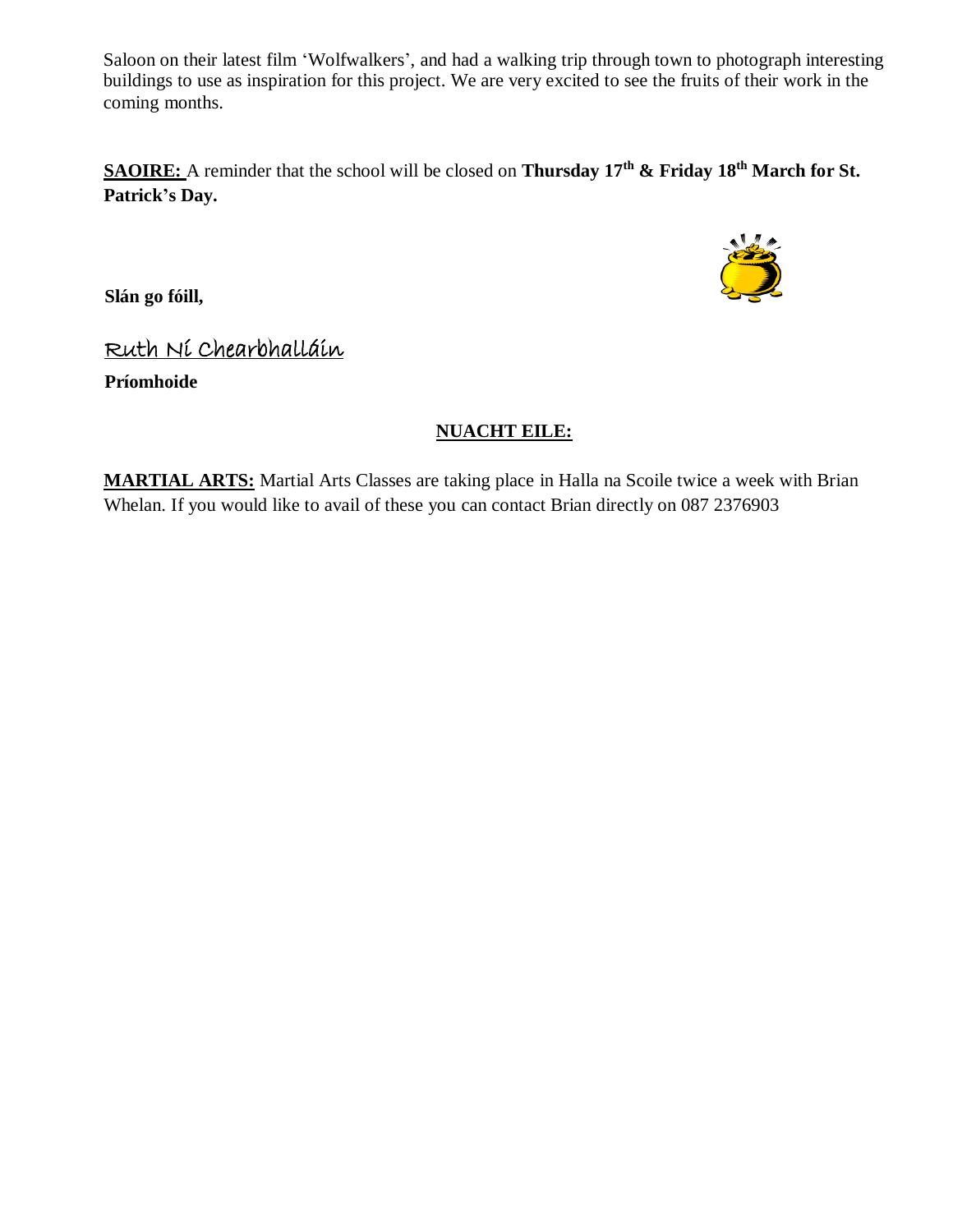Saloon on their latest film 'Wolfwalkers', and had a walking trip through town to photograph interesting buildings to use as inspiration for this project. We are very excited to see the fruits of their work in the coming months.

**SAOIRE:** A reminder that the school will be closed on **Thursday 17th & Friday 18th March for St. Patrick's Day.**

**Slán go fóill,**

Ruth Ní Chearbhalláin

**Príomhoide**

## NUACHT EILE:

**MARTIAL ARTS:** Martial Arts Classes are taking place in Halla na Scoile twice a week with Brian Whelan. If you would like to avail of these you can contact Brian directly on 087 2376903